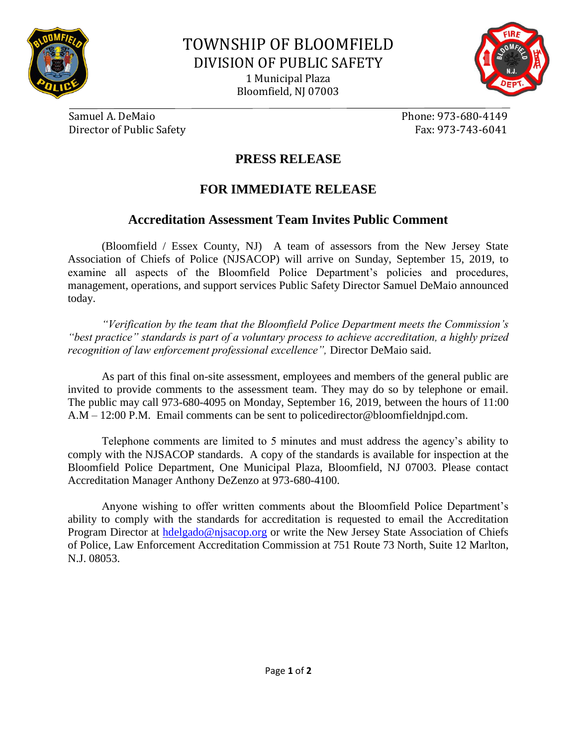# TOWNSHIP OF BLOOMFIELD
## DIVISION OF PUBLIC SAFETY

1 Municipal Plaza
Bloomfield, NJ 07003

Samuel A. DeMaio
Director of Public Safety

Phone: 973-680-4149
Fax: 973-743-6041

## PRESS RELEASE

## FOR IMMEDIATE RELEASE

### Accreditation Assessment Team Invites Public Comment

(Bloomfield / Essex County, NJ) A team of assessors from the New Jersey State Association of Chiefs of Police (NJSACOP) will arrive on Sunday, September 15, 2019, to examine all aspects of the Bloomfield Police Department's policies and procedures, management, operations, and support services Public Safety Director Samuel DeMaio announced today.

*"Verification by the team that the Bloomfield Police Department meets the Commission's "best practice" standards is part of a voluntary process to achieve accreditation, a highly prized recognition of law enforcement professional excellence",* Director DeMaio said.

As part of this final on-site assessment, employees and members of the general public are invited to provide comments to the assessment team. They may do so by telephone or email. The public may call 973-680-4095 on Monday, September 16, 2019, between the hours of 11:00 A.M – 12:00 P.M. Email comments can be sent to policedirector@bloomfieldnjpd.com.

Telephone comments are limited to 5 minutes and must address the agency's ability to comply with the NJSACOP standards. A copy of the standards is available for inspection at the Bloomfield Police Department, One Municipal Plaza, Bloomfield, NJ 07003. Please contact Accreditation Manager Anthony DeZenzo at 973-680-4100.

Anyone wishing to offer written comments about the Bloomfield Police Department's ability to comply with the standards for accreditation is requested to email the Accreditation Program Director at hdelgado@njsacop.org or write the New Jersey State Association of Chiefs of Police, Law Enforcement Accreditation Commission at 751 Route 73 North, Suite 12 Marlton, N.J. 08053.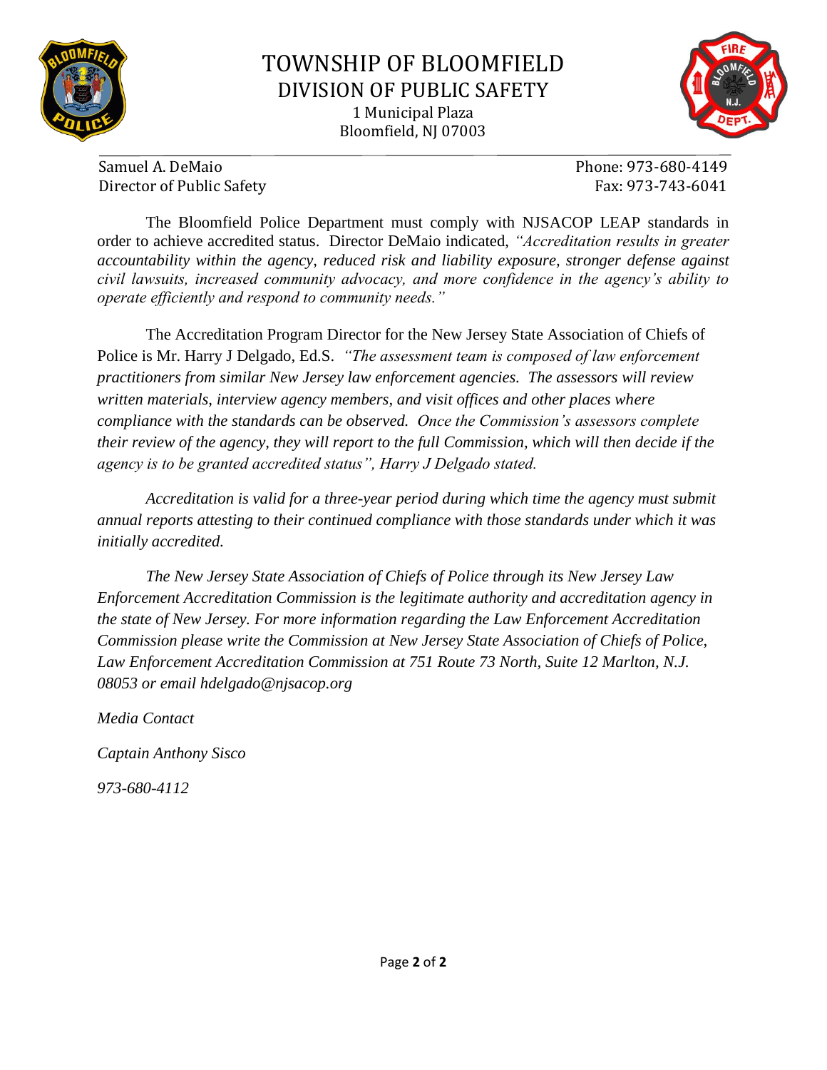# TOWNSHIP OF BLOOMFIELD
## DIVISION OF PUBLIC SAFETY

1 Municipal Plaza
Bloomfield, NJ 07003

Samuel A. DeMaio
Director of Public Safety

Phone: 973-680-4149
Fax: 973-743-6041

The Bloomfield Police Department must comply with NJSACOP LEAP standards in order to achieve accredited status. Director DeMaio indicated, *"Accreditation results in greater accountability within the agency, reduced risk and liability exposure, stronger defense against civil lawsuits, increased community advocacy, and more confidence in the agency's ability to operate efficiently and respond to community needs."*

The Accreditation Program Director for the New Jersey State Association of Chiefs of Police is Mr. Harry J Delgado, Ed.S. *"The assessment team is composed of law enforcement practitioners from similar New Jersey law enforcement agencies. The assessors will review written materials, interview agency members, and visit offices and other places where compliance with the standards can be observed. Once the Commission's assessors complete their review of the agency, they will report to the full Commission, which will then decide if the agency is to be granted accredited status", Harry J Delgado stated.*

*Accreditation is valid for a three-year period during which time the agency must submit annual reports attesting to their continued compliance with those standards under which it was initially accredited.*

*The New Jersey State Association of Chiefs of Police through its New Jersey Law Enforcement Accreditation Commission is the legitimate authority and accreditation agency in the state of New Jersey. For more information regarding the Law Enforcement Accreditation Commission please write the Commission at New Jersey State Association of Chiefs of Police, Law Enforcement Accreditation Commission at 751 Route 73 North, Suite 12 Marlton, N.J. 08053 or email hdelgado@njsacop.org*

*Media Contact*

*Captain Anthony Sisco*

*973-680-4112*